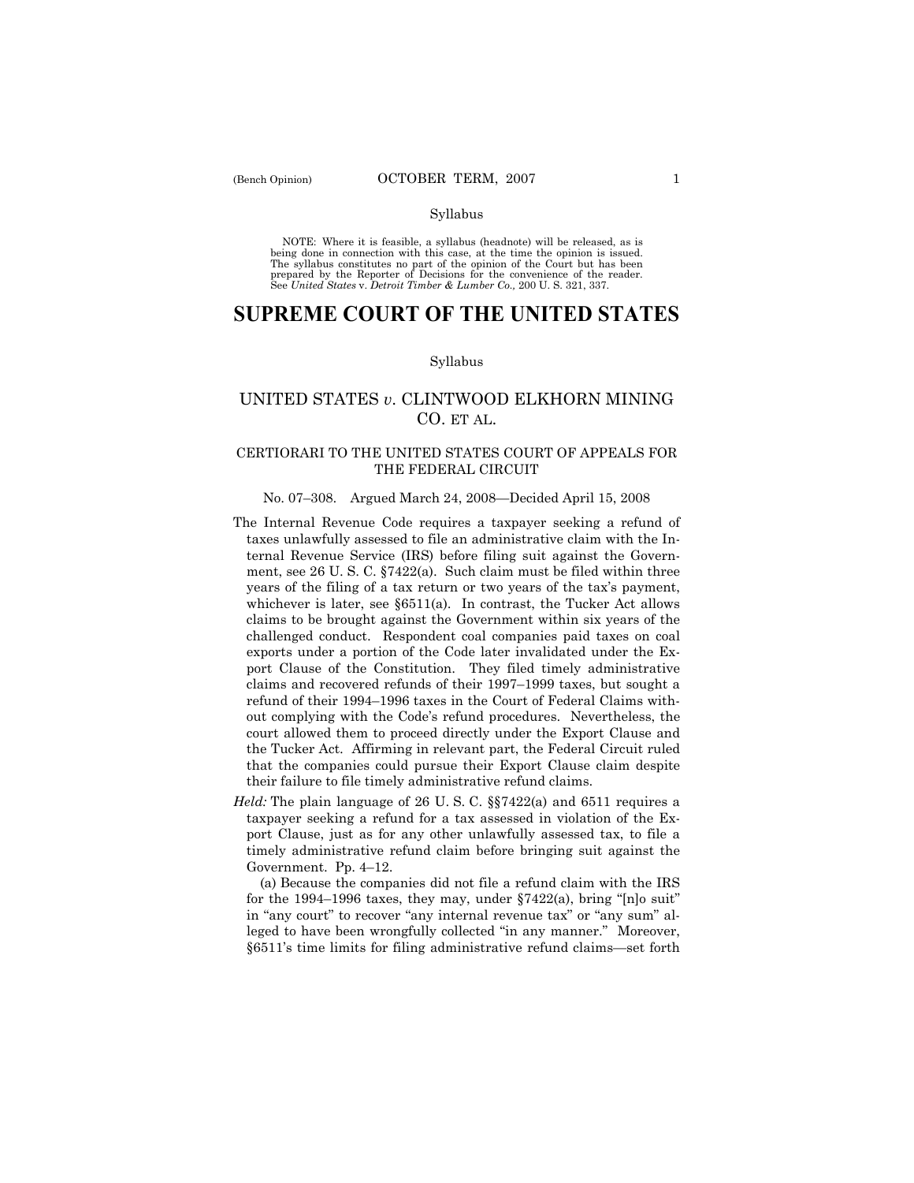Syllabus

NOTE: Where it is feasible, a syllabus (headnote) will be released, as is being done in connection with this case, at the time the opinion is issued. The syllabus constitutes no part of the opinion of the Court but has been prepared by the Reporter of Decisions for the convenience of the reader. See *United States* v. *Detroit Timber & Lumber Co.,* 200 U. S. 321, 337.

# SUPREME COURT OF THE UNITED STATES

Syllabus

## UNITED STATES *v*. CLINTWOOD ELKHORN MINING CO. ET AL.

### CERTIORARI TO THE UNITED STATES COURT OF APPEALS FOR THE FEDERAL CIRCUIT

No. 07–308. Argued March 24, 2008—Decided April 15, 2008

The Internal Revenue Code requires a taxpayer seeking a refund of taxes unlawfully assessed to file an administrative claim with the Internal Revenue Service (IRS) before filing suit against the Government, see 26 U. S. C. §7422(a). Such claim must be filed within three years of the filing of a tax return or two years of the tax's payment, whichever is later, see §6511(a). In contrast, the Tucker Act allows claims to be brought against the Government within six years of the challenged conduct. Respondent coal companies paid taxes on coal exports under a portion of the Code later invalidated under the Export Clause of the Constitution. They filed timely administrative claims and recovered refunds of their 1997–1999 taxes, but sought a refund of their 1994–1996 taxes in the Court of Federal Claims without complying with the Code's refund procedures. Nevertheless, the court allowed them to proceed directly under the Export Clause and the Tucker Act. Affirming in relevant part, the Federal Circuit ruled that the companies could pursue their Export Clause claim despite their failure to file timely administrative refund claims.

*Held:* The plain language of 26 U. S. C. §§7422(a) and 6511 requires a taxpayer seeking a refund for a tax assessed in violation of the Export Clause, just as for any other unlawfully assessed tax, to file a timely administrative refund claim before bringing suit against the Government. Pp. 4–12.

(a) Because the companies did not file a refund claim with the IRS for the 1994–1996 taxes, they may, under §7422(a), bring "[n]o suit" in "any court" to recover "any internal revenue tax" or "any sum" alleged to have been wrongfully collected "in any manner." Moreover, §6511's time limits for filing administrative refund claims—set forth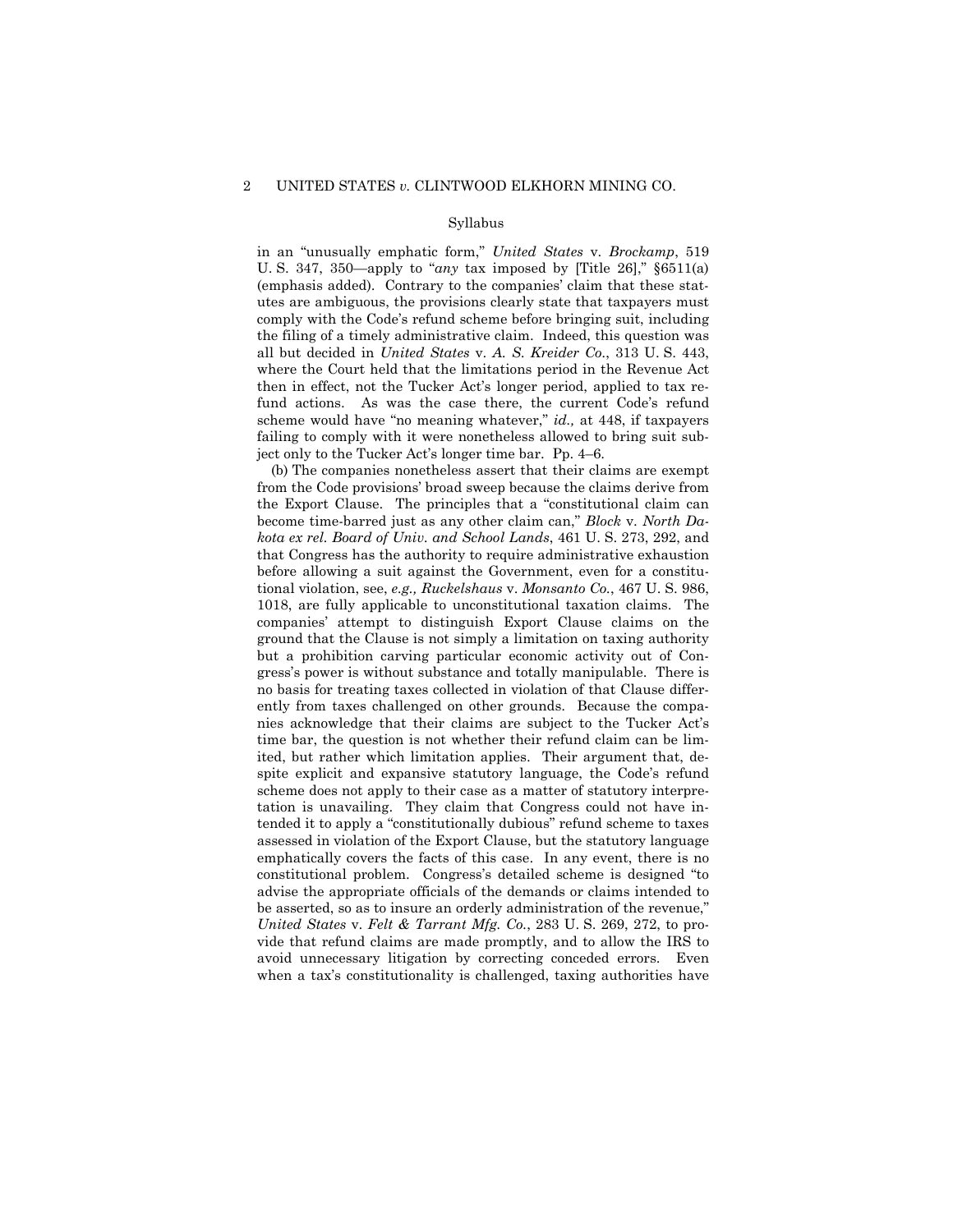Syllabus

in an "unusually emphatic form," *United States* v. *Brockamp*, 519 U. S. 347, 350—apply to "*any* tax imposed by [Title 26]," §6511(a) (emphasis added). Contrary to the companies' claim that these statutes are ambiguous, the provisions clearly state that taxpayers must comply with the Code's refund scheme before bringing suit, including the filing of a timely administrative claim. Indeed, this question was all but decided in *United States* v. *A. S. Kreider Co.*, 313 U. S. 443, where the Court held that the limitations period in the Revenue Act then in effect, not the Tucker Act's longer period, applied to tax refund actions. As was the case there, the current Code's refund scheme would have "no meaning whatever," *id.,* at 448, if taxpayers failing to comply with it were nonetheless allowed to bring suit subject only to the Tucker Act's longer time bar. Pp. 4–6.

(b) The companies nonetheless assert that their claims are exempt from the Code provisions' broad sweep because the claims derive from the Export Clause. The principles that a "constitutional claim can become time-barred just as any other claim can," *Block* v. *North Dakota ex rel. Board of Univ. and School Lands*, 461 U. S. 273, 292, and that Congress has the authority to require administrative exhaustion before allowing a suit against the Government, even for a constitutional violation, see, *e.g., Ruckelshaus* v. *Monsanto Co.*, 467 U. S. 986, 1018, are fully applicable to unconstitutional taxation claims. The companies' attempt to distinguish Export Clause claims on the ground that the Clause is not simply a limitation on taxing authority but a prohibition carving particular economic activity out of Congress's power is without substance and totally manipulable. There is no basis for treating taxes collected in violation of that Clause differently from taxes challenged on other grounds. Because the companies acknowledge that their claims are subject to the Tucker Act's time bar, the question is not whether their refund claim can be limited, but rather which limitation applies. Their argument that, despite explicit and expansive statutory language, the Code's refund scheme does not apply to their case as a matter of statutory interpretation is unavailing. They claim that Congress could not have intended it to apply a "constitutionally dubious" refund scheme to taxes assessed in violation of the Export Clause, but the statutory language emphatically covers the facts of this case. In any event, there is no constitutional problem. Congress's detailed scheme is designed "to advise the appropriate officials of the demands or claims intended to be asserted, so as to insure an orderly administration of the revenue," *United States* v. *Felt & Tarrant Mfg. Co.*, 283 U. S. 269, 272, to provide that refund claims are made promptly, and to allow the IRS to avoid unnecessary litigation by correcting conceded errors. Even when a tax's constitutionality is challenged, taxing authorities have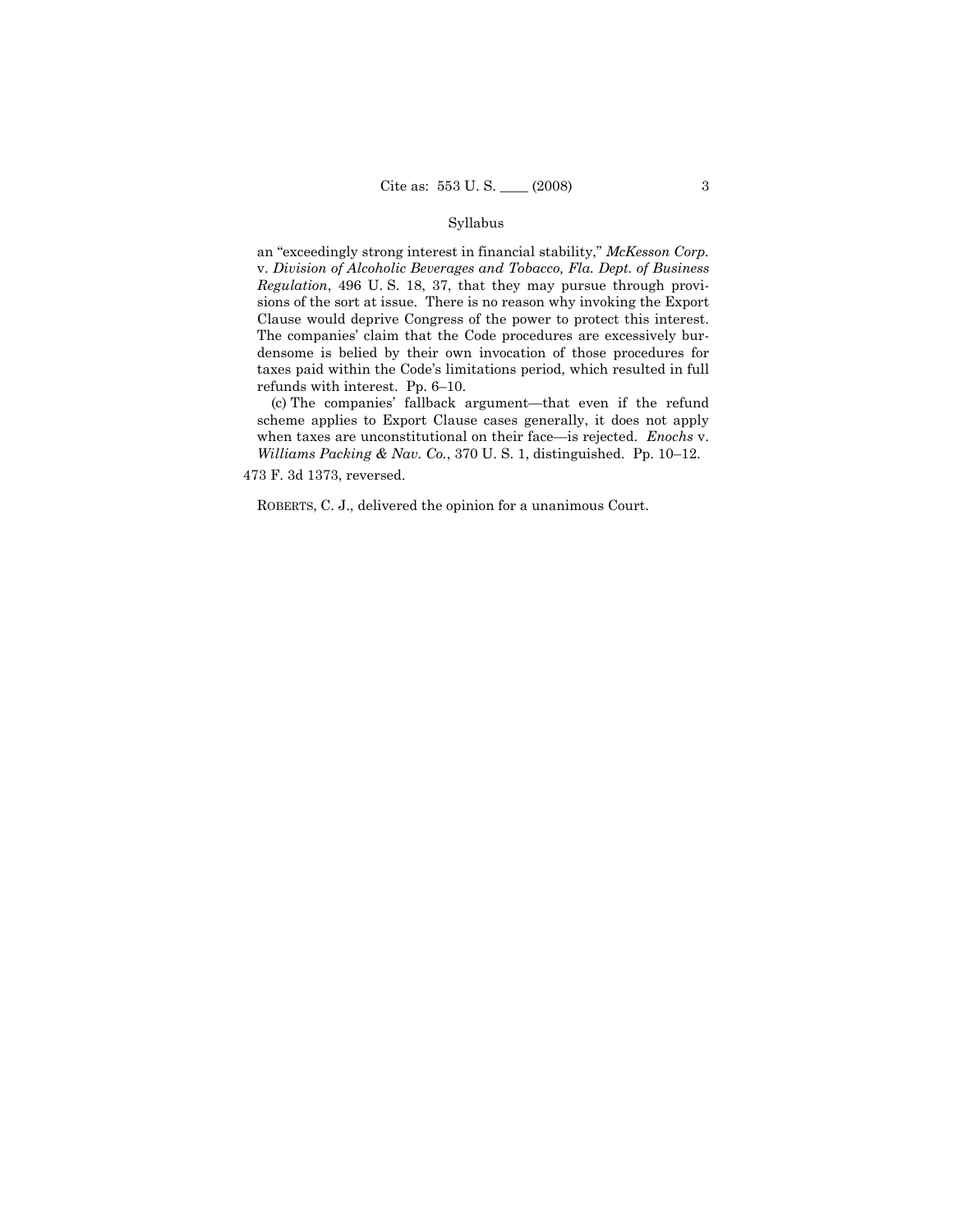an "exceedingly strong interest in financial stability," *McKesson Corp.* v. *Division of Alcoholic Beverages and Tobacco, Fla. Dept. of Business Regulation*, 496 U. S. 18, 37, that they may pursue through provisions of the sort at issue. There is no reason why invoking the Export Clause would deprive Congress of the power to protect this interest. The companies' claim that the Code procedures are excessively burdensome is belied by their own invocation of those procedures for taxes paid within the Code's limitations period, which resulted in full refunds with interest. Pp. 6–10.

(c) The companies' fallback argument—that even if the refund scheme applies to Export Clause cases generally, it does not apply when taxes are unconstitutional on their face—is rejected. *Enochs* v. *Williams Packing & Nav. Co.*, 370 U. S. 1, distinguished. Pp. 10–12.

473 F. 3d 1373, reversed.

ROBERTS, C. J., delivered the opinion for a unanimous Court.